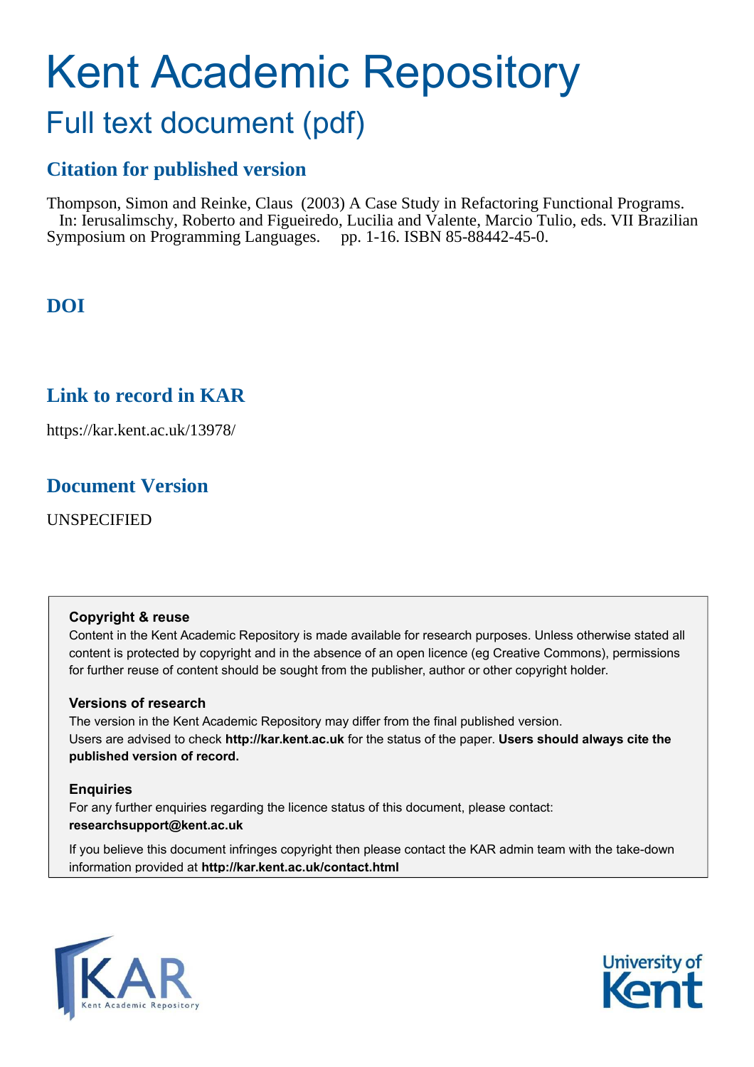# Kent Academic Repository

## Full text document (pdf)

### Citation for published version

Thompson, Simon and Reinke, Claus (2003) A Case Study in Refactoring Functional Programs. In: Ierusalimschy, Roberto and Figueiredo, Lucilia and Valente, Marcio Tulio, eds. VII Brazilian Symposium on Programming Languages. pp. 1-16. ISBN 85-88442-45-0.

### DOI

### Link to record in KAR

https://kar.kent.ac.uk/13978/

### Document Version

UNSPECIFIED

**Copyright & reuse**

Content in the Kent Academic Repository is made available for research purposes. Unless otherwise stated all content is protected by copyright and in the absence of an open licence (eg Creative Commons), permissions for further reuse of content should be sought from the publisher, author or other copyright holder.

**Versions of research**

The version in the Kent Academic Repository may differ from the final published version.
Users are advised to check **http://kar.kent.ac.uk** for the status of the paper. **Users should always cite the published version of record.**

**Enquiries**

For any further enquiries regarding the licence status of this document, please contact:
**researchsupport@kent.ac.uk**

If you believe this document infringes copyright then please contact the KAR admin team with the take-down information provided at **http://kar.kent.ac.uk/contact.html**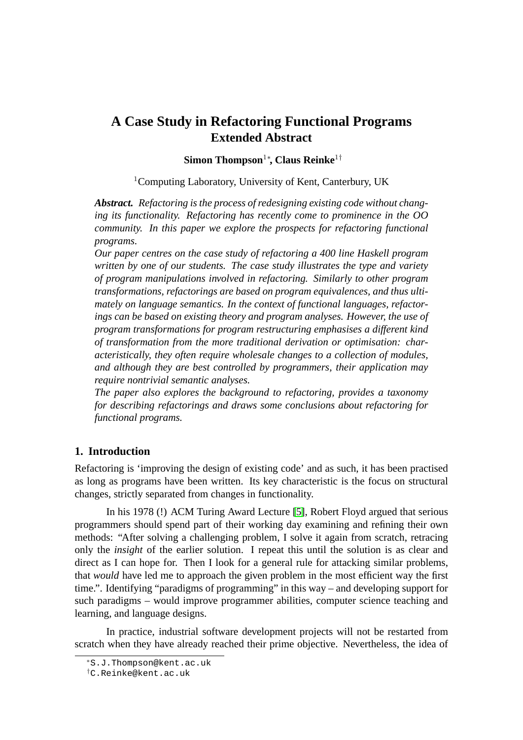# A Case Study in Refactoring Functional Programs
## Extended Abstract

**Simon Thompson**[1*], **Claus Reinke**[1†]

[1]Computing Laboratory, University of Kent, Canterbury, UK

***Abstract.*** *Refactoring is the process of redesigning existing code without changing its functionality. Refactoring has recently come to prominence in the OO community. In this paper we explore the prospects for refactoring functional programs.*

*Our paper centres on the case study of refactoring a 400 line Haskell program written by one of our students. The case study illustrates the type and variety of program manipulations involved in refactoring. Similarly to other program transformations, refactorings are based on program equivalences, and thus ultimately on language semantics. In the context of functional languages, refactorings can be based on existing theory and program analyses. However, the use of program transformations for program restructuring emphasises a different kind of transformation from the more traditional derivation or optimisation: characteristically, they often require wholesale changes to a collection of modules, and although they are best controlled by programmers, their application may require nontrivial semantic analyses.*

*The paper also explores the background to refactoring, provides a taxonomy for describing refactorings and draws some conclusions about refactoring for functional programs.*

## 1. Introduction

Refactoring is 'improving the design of existing code' and as such, it has been practised as long as programs have been written. Its key characteristic is the focus on structural changes, strictly separated from changes in functionality.

In his 1978 (!) ACM Turing Award Lecture [5], Robert Floyd argued that serious programmers should spend part of their working day examining and refining their own methods: "After solving a challenging problem, I solve it again from scratch, retracing only the *insight* of the earlier solution. I repeat this until the solution is as clear and direct as I can hope for. Then I look for a general rule for attacking similar problems, that *would* have led me to approach the given problem in the most efficient way the first time.". Identifying "paradigms of programming" in this way – and developing support for such paradigms – would improve programmer abilities, computer science teaching and learning, and language designs.

In practice, industrial software development projects will not be restarted from scratch when they have already reached their prime objective. Nevertheless, the idea of

*S.J.Thompson@kent.ac.uk

†C.Reinke@kent.ac.uk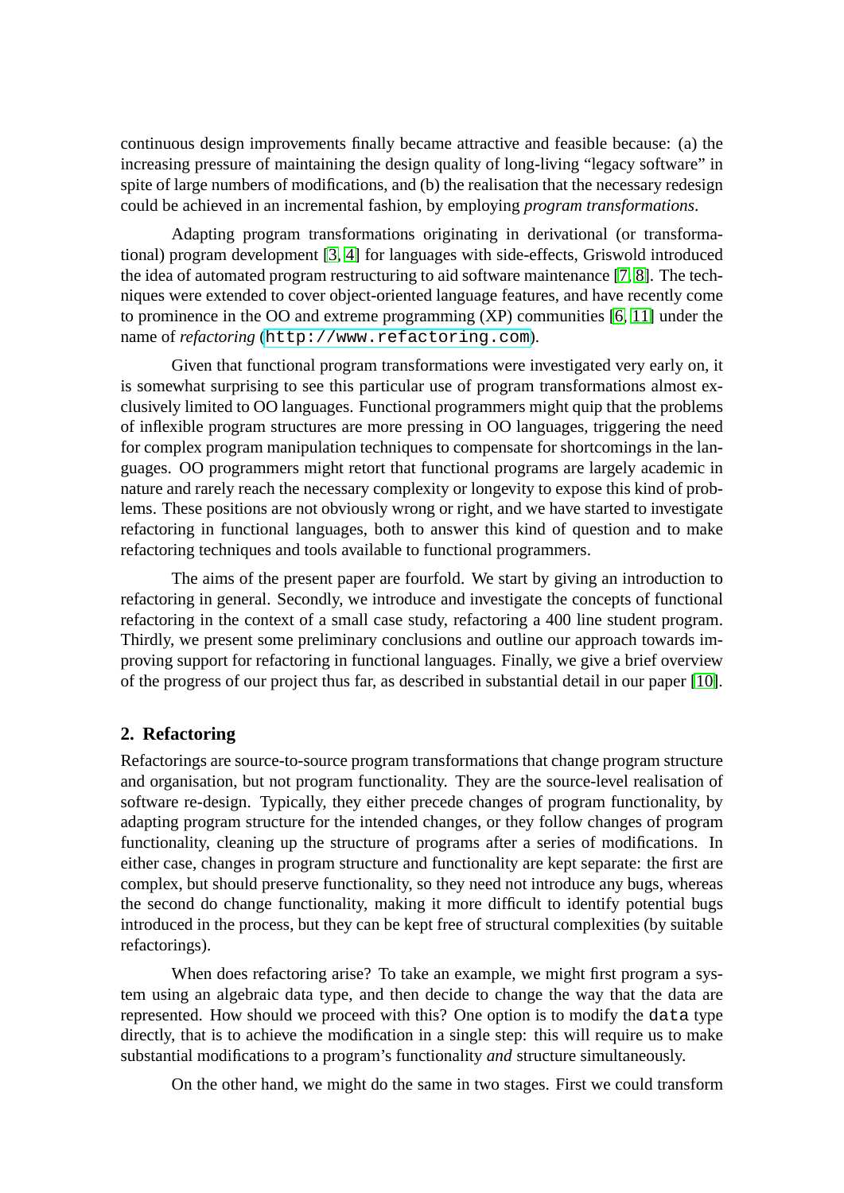continuous design improvements finally became attractive and feasible because: (a) the increasing pressure of maintaining the design quality of long-living "legacy software" in spite of large numbers of modifications, and (b) the realisation that the necessary redesign could be achieved in an incremental fashion, by employing *program transformations*.

Adapting program transformations originating in derivational (or transformational) program development [3, 4] for languages with side-effects, Griswold introduced the idea of automated program restructuring to aid software maintenance [7, 8]. The techniques were extended to cover object-oriented language features, and have recently come to prominence in the OO and extreme programming (XP) communities [6, 11] under the name of *refactoring* (`http://www.refactoring.com`).

Given that functional program transformations were investigated very early on, it is somewhat surprising to see this particular use of program transformations almost exclusively limited to OO languages. Functional programmers might quip that the problems of inflexible program structures are more pressing in OO languages, triggering the need for complex program manipulation techniques to compensate for shortcomings in the languages. OO programmers might retort that functional programs are largely academic in nature and rarely reach the necessary complexity or longevity to expose this kind of problems. These positions are not obviously wrong or right, and we have started to investigate refactoring in functional languages, both to answer this kind of question and to make refactoring techniques and tools available to functional programmers.

The aims of the present paper are fourfold. We start by giving an introduction to refactoring in general. Secondly, we introduce and investigate the concepts of functional refactoring in the context of a small case study, refactoring a 400 line student program. Thirdly, we present some preliminary conclusions and outline our approach towards improving support for refactoring in functional languages. Finally, we give a brief overview of the progress of our project thus far, as described in substantial detail in our paper [10].

## 2. Refactoring

Refactorings are source-to-source program transformations that change program structure and organisation, but not program functionality. They are the source-level realisation of software re-design. Typically, they either precede changes of program functionality, by adapting program structure for the intended changes, or they follow changes of program functionality, cleaning up the structure of programs after a series of modifications. In either case, changes in program structure and functionality are kept separate: the first are complex, but should preserve functionality, so they need not introduce any bugs, whereas the second do change functionality, making it more difficult to identify potential bugs introduced in the process, but they can be kept free of structural complexities (by suitable refactorings).

When does refactoring arise? To take an example, we might first program a system using an algebraic data type, and then decide to change the way that the data are represented. How should we proceed with this? One option is to modify the `data` type directly, that is to achieve the modification in a single step: this will require us to make substantial modifications to a program's functionality *and* structure simultaneously.

On the other hand, we might do the same in two stages. First we could transform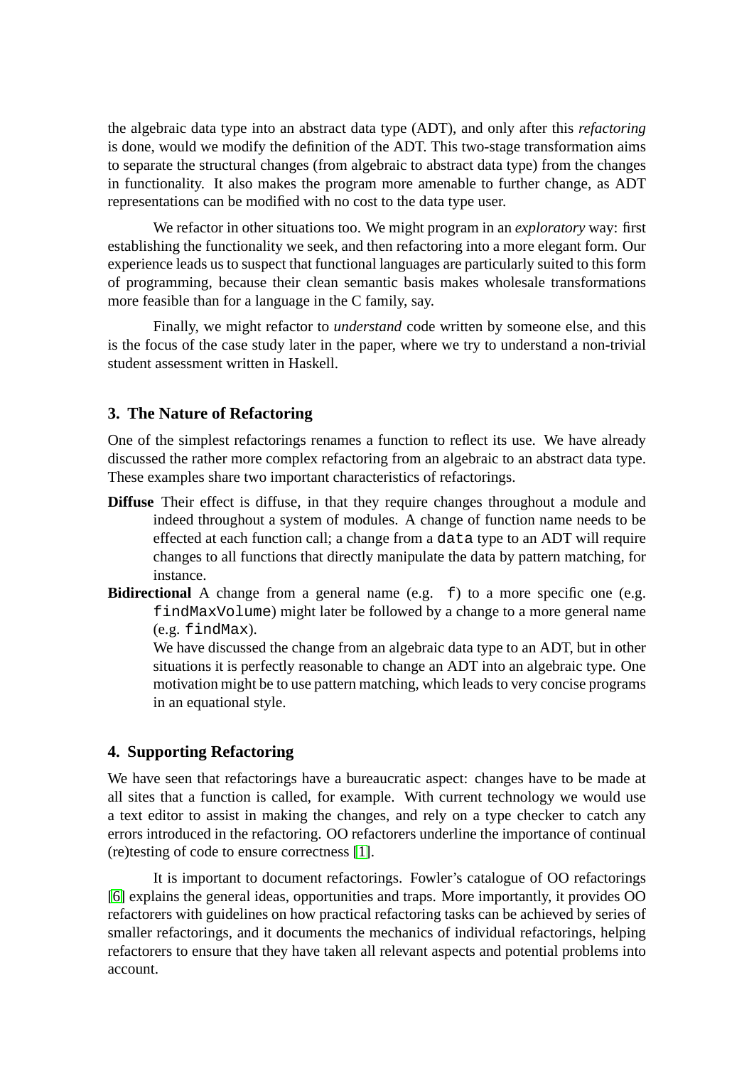the algebraic data type into an abstract data type (ADT), and only after this *refactoring* is done, would we modify the definition of the ADT. This two-stage transformation aims to separate the structural changes (from algebraic to abstract data type) from the changes in functionality. It also makes the program more amenable to further change, as ADT representations can be modified with no cost to the data type user.

We refactor in other situations too. We might program in an *exploratory* way: first establishing the functionality we seek, and then refactoring into a more elegant form. Our experience leads us to suspect that functional languages are particularly suited to this form of programming, because their clean semantic basis makes wholesale transformations more feasible than for a language in the C family, say.

Finally, we might refactor to *understand* code written by someone else, and this is the focus of the case study later in the paper, where we try to understand a non-trivial student assessment written in Haskell.

## 3. The Nature of Refactoring

One of the simplest refactorings renames a function to reflect its use. We have already discussed the rather more complex refactoring from an algebraic to an abstract data type. These examples share two important characteristics of refactorings.

**Diffuse** Their effect is diffuse, in that they require changes throughout a module and indeed throughout a system of modules. A change of function name needs to be effected at each function call; a change from a `data` type to an ADT will require changes to all functions that directly manipulate the data by pattern matching, for instance.

**Bidirectional** A change from a general name (e.g. `f`) to a more specific one (e.g. `findMaxVolume`) might later be followed by a change to a more general name (e.g. `findMax`).

We have discussed the change from an algebraic data type to an ADT, but in other situations it is perfectly reasonable to change an ADT into an algebraic type. One motivation might be to use pattern matching, which leads to very concise programs in an equational style.

## 4. Supporting Refactoring

We have seen that refactorings have a bureaucratic aspect: changes have to be made at all sites that a function is called, for example. With current technology we would use a text editor to assist in making the changes, and rely on a type checker to catch any errors introduced in the refactoring. OO refactorers underline the importance of continual (re)testing of code to ensure correctness [1].

It is important to document refactorings. Fowler's catalogue of OO refactorings [6] explains the general ideas, opportunities and traps. More importantly, it provides OO refactorers with guidelines on how practical refactoring tasks can be achieved by series of smaller refactorings, and it documents the mechanics of individual refactorings, helping refactorers to ensure that they have taken all relevant aspects and potential problems into account.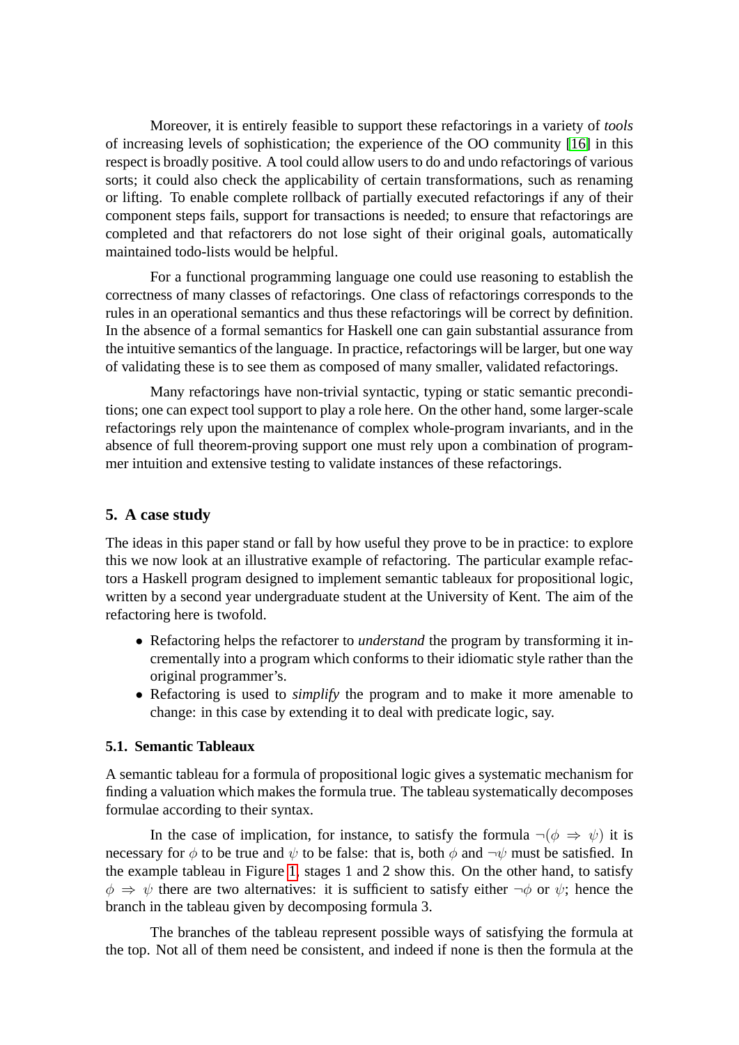Moreover, it is entirely feasible to support these refactorings in a variety of *tools* of increasing levels of sophistication; the experience of the OO community [16] in this respect is broadly positive. A tool could allow users to do and undo refactorings of various sorts; it could also check the applicability of certain transformations, such as renaming or lifting. To enable complete rollback of partially executed refactorings if any of their component steps fails, support for transactions is needed; to ensure that refactorings are completed and that refactorers do not lose sight of their original goals, automatically maintained todo-lists would be helpful.

For a functional programming language one could use reasoning to establish the correctness of many classes of refactorings. One class of refactorings corresponds to the rules in an operational semantics and thus these refactorings will be correct by definition. In the absence of a formal semantics for Haskell one can gain substantial assurance from the intuitive semantics of the language. In practice, refactorings will be larger, but one way of validating these is to see them as composed of many smaller, validated refactorings.

Many refactorings have non-trivial syntactic, typing or static semantic preconditions; one can expect tool support to play a role here. On the other hand, some larger-scale refactorings rely upon the maintenance of complex whole-program invariants, and in the absence of full theorem-proving support one must rely upon a combination of programmer intuition and extensive testing to validate instances of these refactorings.

## 5. A case study

The ideas in this paper stand or fall by how useful they prove to be in practice: to explore this we now look at an illustrative example of refactoring. The particular example refactors a Haskell program designed to implement semantic tableaux for propositional logic, written by a second year undergraduate student at the University of Kent. The aim of the refactoring here is twofold.

- Refactoring helps the refactorer to *understand* the program by transforming it incrementally into a program which conforms to their idiomatic style rather than the original programmer's.
- Refactoring is used to *simplify* the program and to make it more amenable to change: in this case by extending it to deal with predicate logic, say.

### 5.1. Semantic Tableaux

A semantic tableau for a formula of propositional logic gives a systematic mechanism for finding a valuation which makes the formula true. The tableau systematically decomposes formulae according to their syntax.

In the case of implication, for instance, to satisfy the formula $\neg(\phi \Rightarrow \psi)$ it is necessary for $\phi$ to be true and $\psi$ to be false: that is, both $\phi$ and $\neg\psi$ must be satisfied. In the example tableau in Figure 1, stages 1 and 2 show this. On the other hand, to satisfy $\phi \Rightarrow \psi$ there are two alternatives: it is sufficient to satisfy either $\neg\phi$ or $\psi$; hence the branch in the tableau given by decomposing formula 3.

The branches of the tableau represent possible ways of satisfying the formula at the top. Not all of them need be consistent, and indeed if none is then the formula at the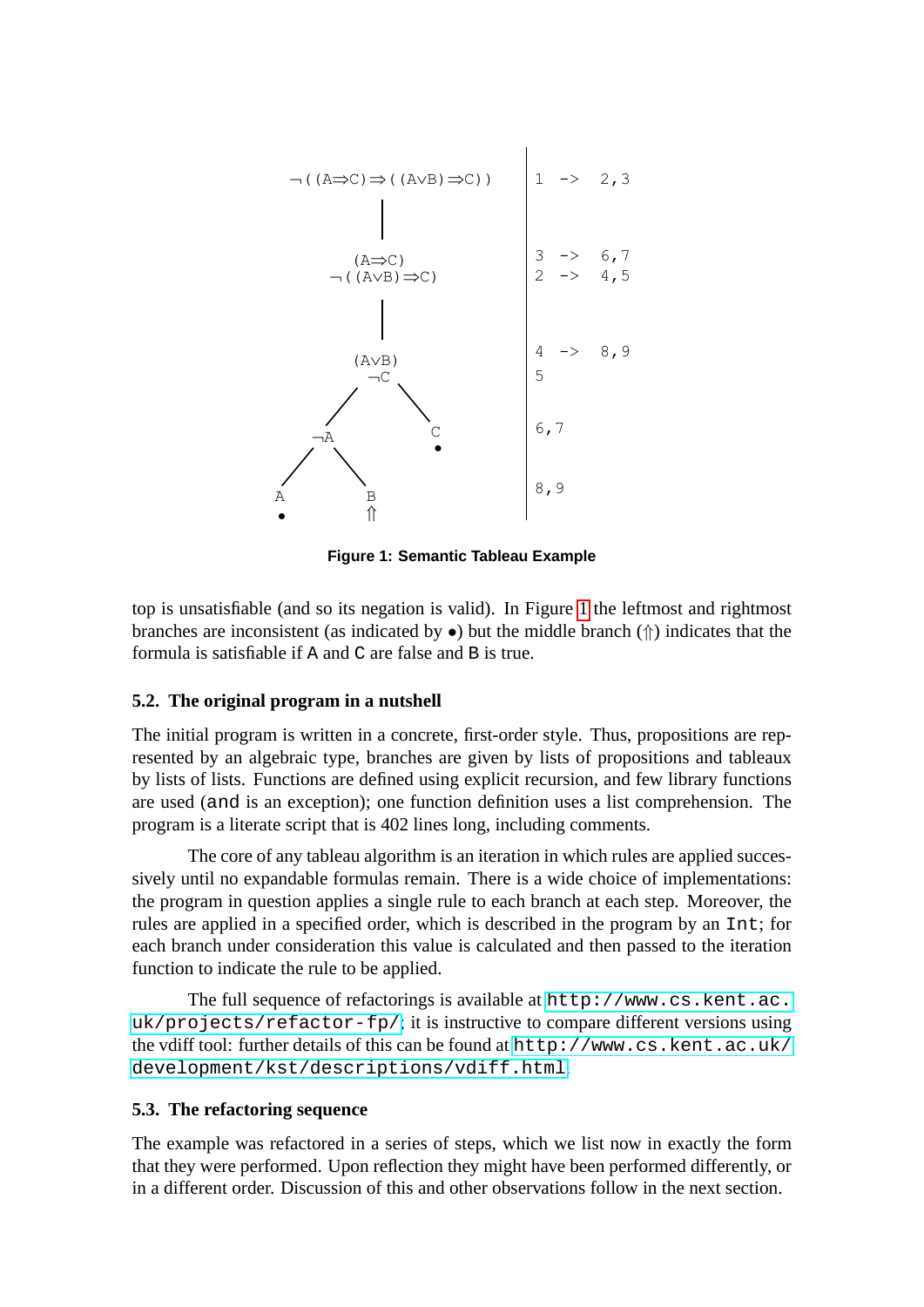**Figure 1: Semantic Tableau Example**

top is unsatisfiable (and so its negation is valid). In Figure 1 the leftmost and rightmost branches are inconsistent (as indicated by •) but the middle branch (⇑) indicates that the formula is satisfiable if A and C are false and B is true.

### 5.2. The original program in a nutshell

The initial program is written in a concrete, first-order style. Thus, propositions are represented by an algebraic type, branches are given by lists of propositions and tableaux by lists of lists. Functions are defined using explicit recursion, and few library functions are used (`and` is an exception); one function definition uses a list comprehension. The program is a literate script that is 402 lines long, including comments.

The core of any tableau algorithm is an iteration in which rules are applied successively until no expandable formulas remain. There is a wide choice of implementations: the program in question applies a single rule to each branch at each step. Moreover, the rules are applied in a specified order, which is described in the program by an `Int`; for each branch under consideration this value is calculated and then passed to the iteration function to indicate the rule to be applied.

The full sequence of refactorings is available at `http://www.cs.kent.ac.uk/projects/refactor-fp/`; it is instructive to compare different versions using the vdiff tool: further details of this can be found at `http://www.cs.kent.ac.uk/development/kst/descriptions/vdiff.html`.

### 5.3. The refactoring sequence

The example was refactored in a series of steps, which we list now in exactly the form that they were performed. Upon reflection they might have been performed differently, or in a different order. Discussion of this and other observations follow in the next section.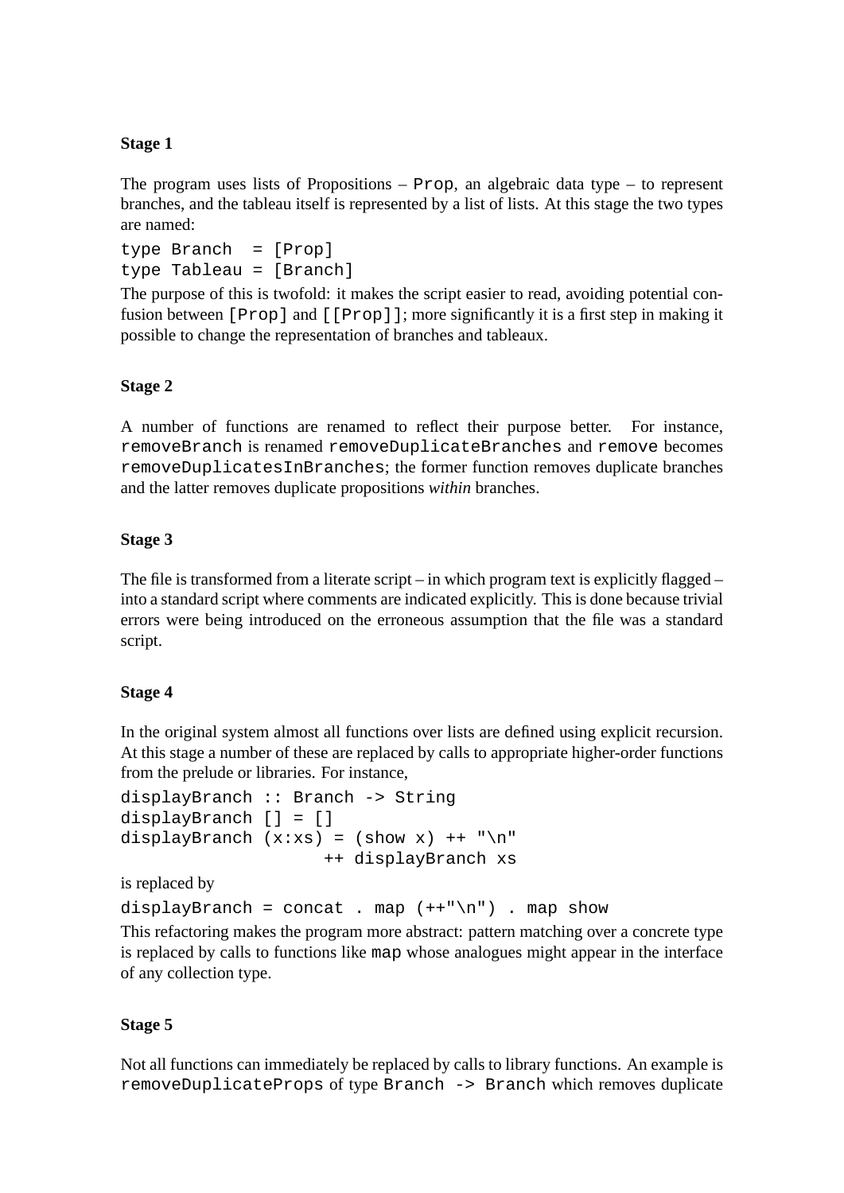**Stage 1**

The program uses lists of Propositions – `Prop`, an algebraic data type – to represent branches, and the tableau itself is represented by a list of lists. At this stage the two types are named:

```
type Branch  = [Prop]
type Tableau = [Branch]
```

The purpose of this is twofold: it makes the script easier to read, avoiding potential confusion between `[Prop]` and `[[Prop]]`; more significantly it is a first step in making it possible to change the representation of branches and tableaux.

**Stage 2**

A number of functions are renamed to reflect their purpose better. For instance, `removeBranch` is renamed `removeDuplicateBranches` and `remove` becomes `removeDuplicatesInBranches`; the former function removes duplicate branches and the latter removes duplicate propositions *within* branches.

**Stage 3**

The file is transformed from a literate script – in which program text is explicitly flagged – into a standard script where comments are indicated explicitly. This is done because trivial errors were being introduced on the erroneous assumption that the file was a standard script.

**Stage 4**

In the original system almost all functions over lists are defined using explicit recursion. At this stage a number of these are replaced by calls to appropriate higher-order functions from the prelude or libraries. For instance,

```
displayBranch :: Branch -> String
displayBranch [] = []
displayBranch (x:xs) = (show x) ++ "\n"
                      ++ displayBranch xs
```

is replaced by

```
displayBranch = concat . map (++"\n") . map show
```

This refactoring makes the program more abstract: pattern matching over a concrete type is replaced by calls to functions like `map` whose analogues might appear in the interface of any collection type.

**Stage 5**

Not all functions can immediately be replaced by calls to library functions. An example is `removeDuplicateProps` of type `Branch -> Branch` which removes duplicate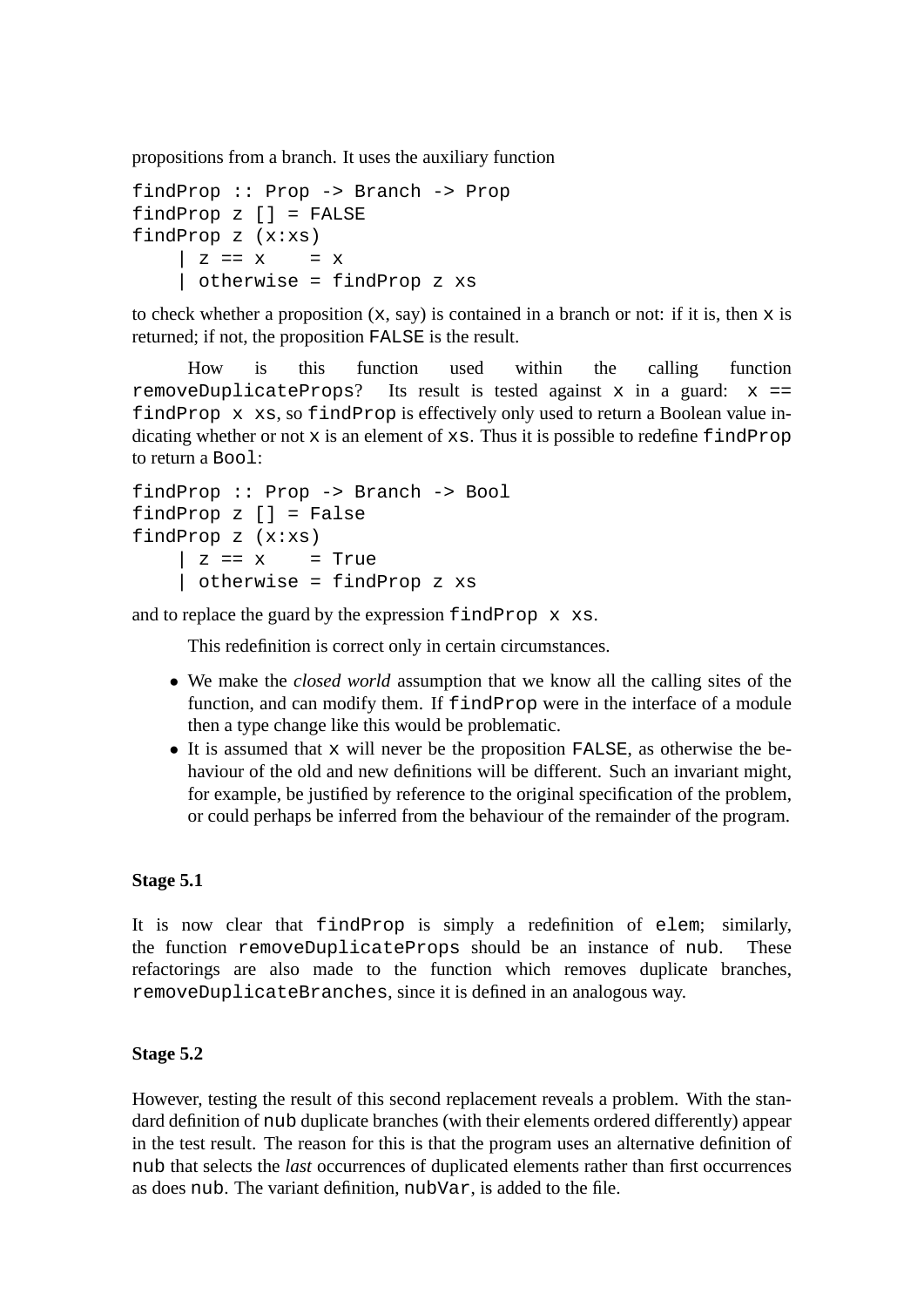propositions from a branch. It uses the auxiliary function

```
findProp :: Prop -> Branch -> Prop
findProp z [] = FALSE
findProp z (x:xs)
    | z == x    = x
    | otherwise = findProp z xs
```

to check whether a proposition (`x`, say) is contained in a branch or not: if it is, then `x` is returned; if not, the proposition `FALSE` is the result.

How is this function used within the calling function `removeDuplicateProps`? Its result is tested against `x` in a guard: `x == findProp x xs`, so `findProp` is effectively only used to return a Boolean value indicating whether or not `x` is an element of `xs`. Thus it is possible to redefine `findProp` to return a `Bool`:

```
findProp :: Prop -> Branch -> Bool
findProp z [] = False
findProp z (x:xs)
    | z == x    = True
    | otherwise = findProp z xs
```

and to replace the guard by the expression `findProp x xs`.

This redefinition is correct only in certain circumstances.

- We make the *closed world* assumption that we know all the calling sites of the function, and can modify them. If `findProp` were in the interface of a module then a type change like this would be problematic.
- It is assumed that `x` will never be the proposition `FALSE`, as otherwise the behaviour of the old and new definitions will be different. Such an invariant might, for example, be justified by reference to the original specification of the problem, or could perhaps be inferred from the behaviour of the remainder of the program.

**Stage 5.1**

It is now clear that `findProp` is simply a redefinition of `elem`; similarly, the function `removeDuplicateProps` should be an instance of `nub`. These refactorings are also made to the function which removes duplicate branches, `removeDuplicateBranches`, since it is defined in an analogous way.

**Stage 5.2**

However, testing the result of this second replacement reveals a problem. With the standard definition of `nub` duplicate branches (with their elements ordered differently) appear in the test result. The reason for this is that the program uses an alternative definition of `nub` that selects the *last* occurrences of duplicated elements rather than first occurrences as does `nub`. The variant definition, `nubVar`, is added to the file.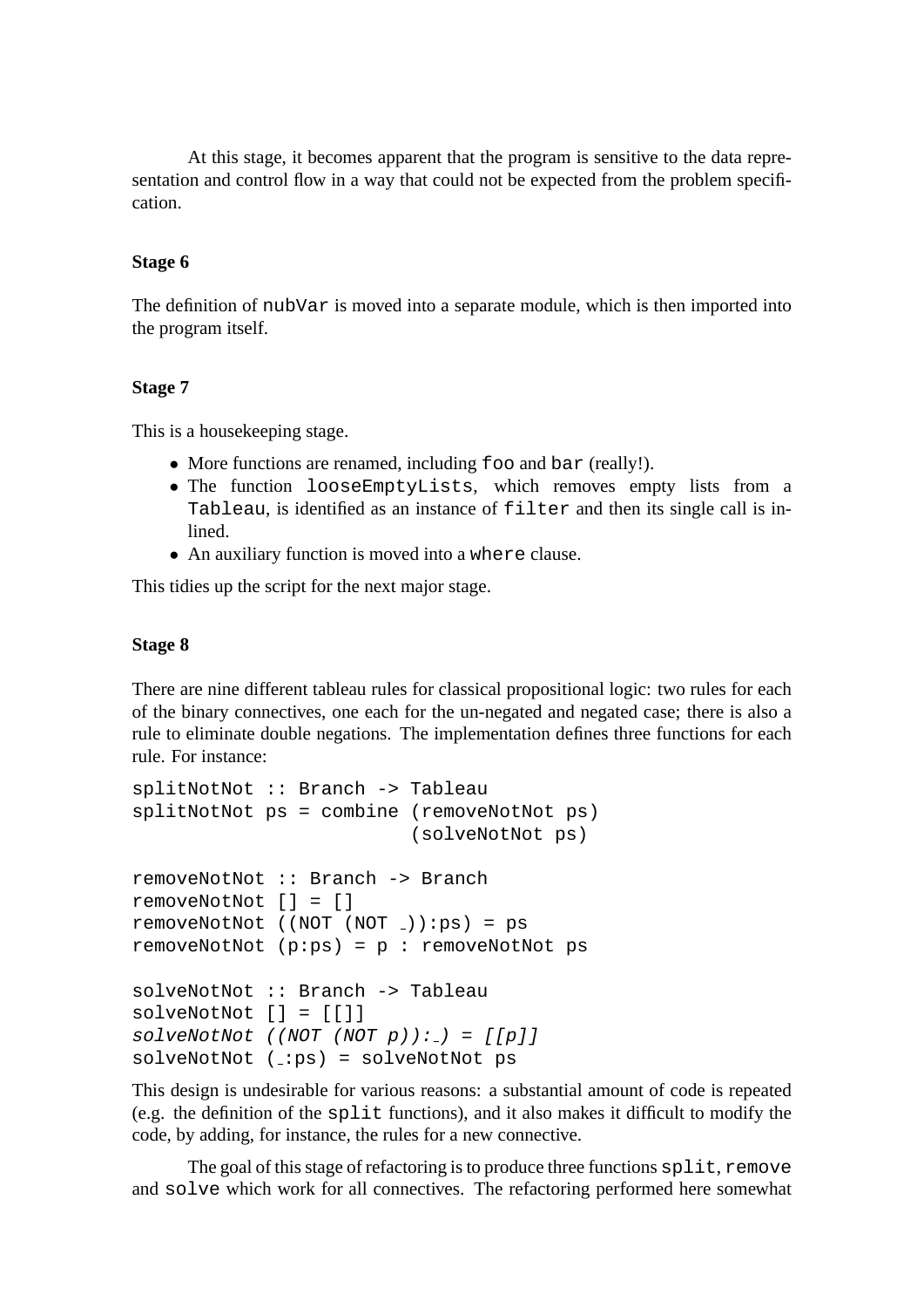At this stage, it becomes apparent that the program is sensitive to the data representation and control flow in a way that could not be expected from the problem specification.

### Stage 6

The definition of `nubVar` is moved into a separate module, which is then imported into the program itself.

### Stage 7

This is a housekeeping stage.

- More functions are renamed, including `foo` and `bar` (really!).
- The function `looseEmptyLists`, which removes empty lists from a `Tableau`, is identified as an instance of `filter` and then its single call is inlined.
- An auxiliary function is moved into a `where` clause.

This tidies up the script for the next major stage.

### Stage 8

There are nine different tableau rules for classical propositional logic: two rules for each of the binary connectives, one each for the un-negated and negated case; there is also a rule to eliminate double negations. The implementation defines three functions for each rule. For instance:

```
splitNotNot :: Branch -> Tableau
splitNotNot ps = combine (removeNotNot ps)
                         (solveNotNot ps)

removeNotNot :: Branch -> Branch
removeNotNot [] = []
removeNotNot ((NOT (NOT _)):ps) = ps
removeNotNot (p:ps) = p : removeNotNot ps

solveNotNot :: Branch -> Tableau
solveNotNot [] = [[]]
solveNotNot ((NOT (NOT p)):_) = [[p]]
solveNotNot (_:ps) = solveNotNot ps
```

This design is undesirable for various reasons: a substantial amount of code is repeated (e.g. the definition of the `split` functions), and it also makes it difficult to modify the code, by adding, for instance, the rules for a new connective.

The goal of this stage of refactoring is to produce three functions `split`, `remove` and `solve` which work for all connectives. The refactoring performed here somewhat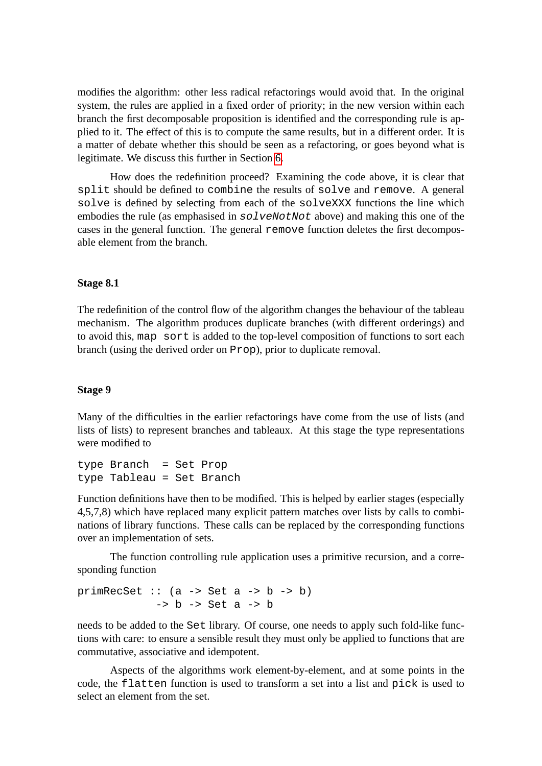modifies the algorithm: other less radical refactorings would avoid that. In the original system, the rules are applied in a fixed order of priority; in the new version within each branch the first decomposable proposition is identified and the corresponding rule is applied to it. The effect of this is to compute the same results, but in a different order. It is a matter of debate whether this should be seen as a refactoring, or goes beyond what is legitimate. We discuss this further in Section 6.

How does the redefinition proceed? Examining the code above, it is clear that `split` should be defined to `combine` the results of `solve` and `remove`. A general `solve` is defined by selecting from each of the `solveXXX` functions the line which embodies the rule (as emphasised in *`solveNotNot`* above) and making this one of the cases in the general function. The general `remove` function deletes the first decomposable element from the branch.

#### Stage 8.1

The redefinition of the control flow of the algorithm changes the behaviour of the tableau mechanism. The algorithm produces duplicate branches (with different orderings) and to avoid this, `map sort` is added to the top-level composition of functions to sort each branch (using the derived order on `Prop`), prior to duplicate removal.

#### Stage 9

Many of the difficulties in the earlier refactorings have come from the use of lists (and lists of lists) to represent branches and tableaux. At this stage the type representations were modified to

```
type Branch  = Set Prop
type Tableau = Set Branch
```

Function definitions have then to be modified. This is helped by earlier stages (especially 4,5,7,8) which have replaced many explicit pattern matches over lists by calls to combinations of library functions. These calls can be replaced by the corresponding functions over an implementation of sets.

The function controlling rule application uses a primitive recursion, and a corresponding function

```
primRecSet :: (a -> Set a -> b -> b)
            -> b -> Set a -> b
```

needs to be added to the `Set` library. Of course, one needs to apply such fold-like functions with care: to ensure a sensible result they must only be applied to functions that are commutative, associative and idempotent.

Aspects of the algorithms work element-by-element, and at some points in the code, the `flatten` function is used to transform a set into a list and `pick` is used to select an element from the set.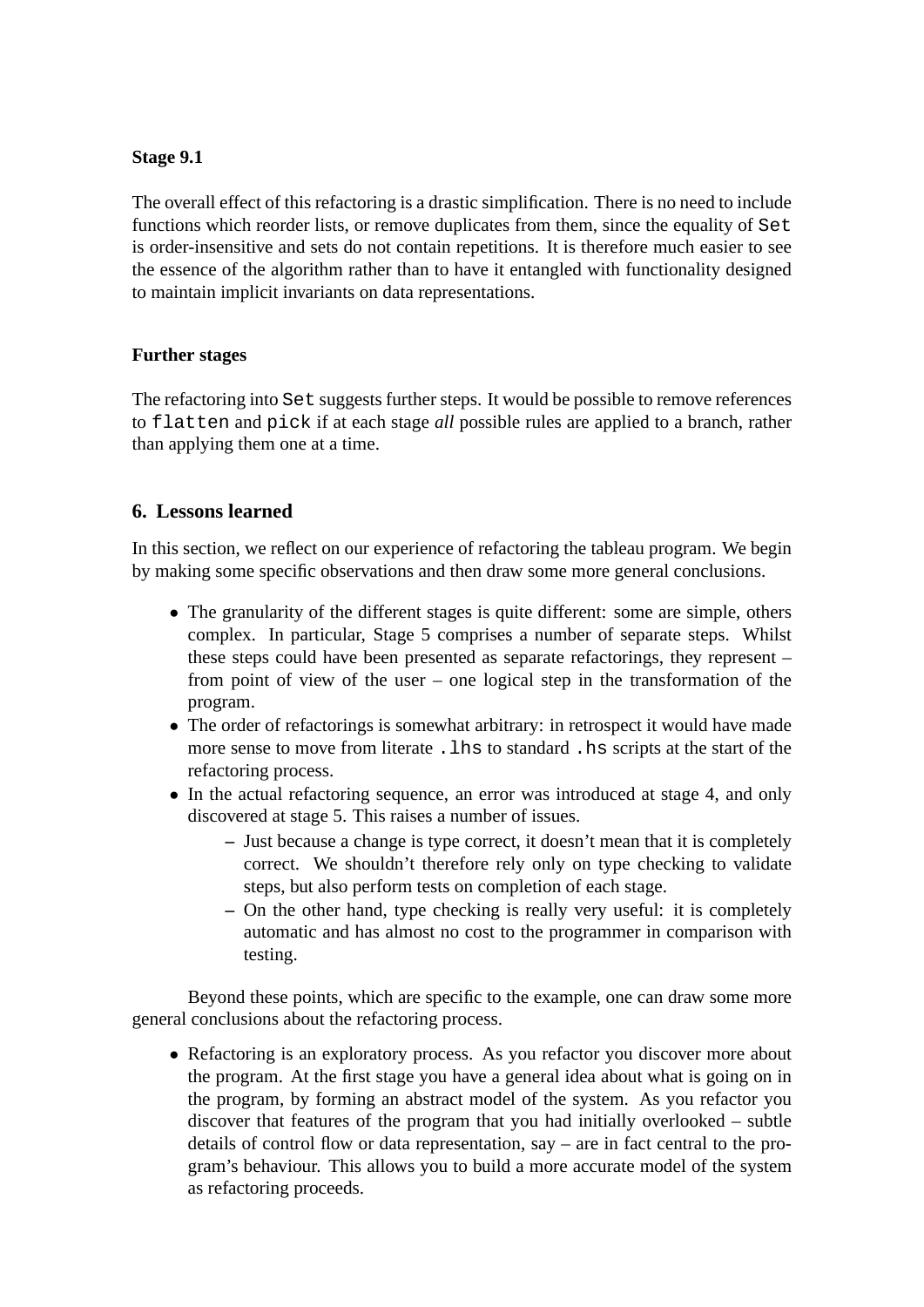**Stage 9.1**

The overall effect of this refactoring is a drastic simplification. There is no need to include functions which reorder lists, or remove duplicates from them, since the equality of `Set` is order-insensitive and sets do not contain repetitions. It is therefore much easier to see the essence of the algorithm rather than to have it entangled with functionality designed to maintain implicit invariants on data representations.

**Further stages**

The refactoring into `Set` suggests further steps. It would be possible to remove references to `flatten` and `pick` if at each stage *all* possible rules are applied to a branch, rather than applying them one at a time.

## 6. Lessons learned

In this section, we reflect on our experience of refactoring the tableau program. We begin by making some specific observations and then draw some more general conclusions.

- The granularity of the different stages is quite different: some are simple, others complex. In particular, Stage 5 comprises a number of separate steps. Whilst these steps could have been presented as separate refactorings, they represent – from point of view of the user – one logical step in the transformation of the program.
- The order of refactorings is somewhat arbitrary: in retrospect it would have made more sense to move from literate `.lhs` to standard `.hs` scripts at the start of the refactoring process.
- In the actual refactoring sequence, an error was introduced at stage 4, and only discovered at stage 5. This raises a number of issues.
  - Just because a change is type correct, it doesn't mean that it is completely correct. We shouldn't therefore rely only on type checking to validate steps, but also perform tests on completion of each stage.
  - On the other hand, type checking is really very useful: it is completely automatic and has almost no cost to the programmer in comparison with testing.

Beyond these points, which are specific to the example, one can draw some more general conclusions about the refactoring process.

- Refactoring is an exploratory process. As you refactor you discover more about the program. At the first stage you have a general idea about what is going on in the program, by forming an abstract model of the system. As you refactor you discover that features of the program that you had initially overlooked – subtle details of control flow or data representation, say – are in fact central to the program's behaviour. This allows you to build a more accurate model of the system as refactoring proceeds.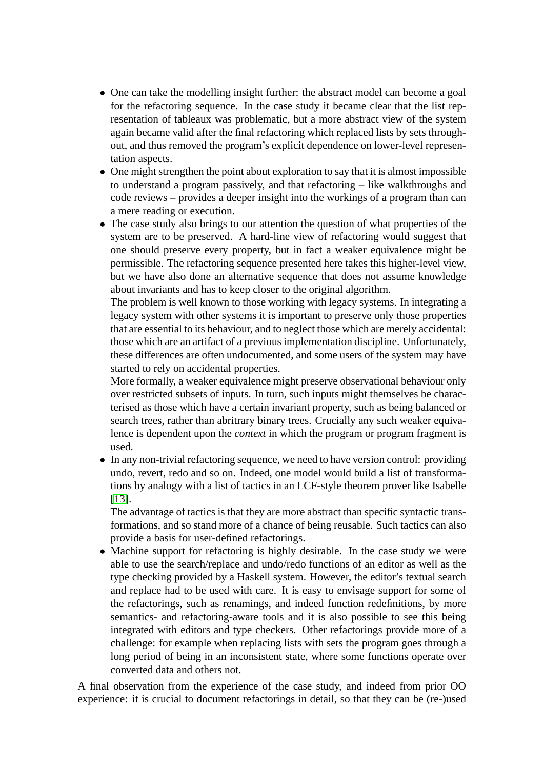- One can take the modelling insight further: the abstract model can become a goal for the refactoring sequence. In the case study it became clear that the list representation of tableaux was problematic, but a more abstract view of the system again became valid after the final refactoring which replaced lists by sets throughout, and thus removed the program's explicit dependence on lower-level representation aspects.
- One might strengthen the point about exploration to say that it is almost impossible to understand a program passively, and that refactoring – like walkthroughs and code reviews – provides a deeper insight into the workings of a program than can a mere reading or execution.
- The case study also brings to our attention the question of what properties of the system are to be preserved. A hard-line view of refactoring would suggest that one should preserve every property, but in fact a weaker equivalence might be permissible. The refactoring sequence presented here takes this higher-level view, but we have also done an alternative sequence that does not assume knowledge about invariants and has to keep closer to the original algorithm.
  The problem is well known to those working with legacy systems. In integrating a legacy system with other systems it is important to preserve only those properties that are essential to its behaviour, and to neglect those which are merely accidental: those which are an artifact of a previous implementation discipline. Unfortunately, these differences are often undocumented, and some users of the system may have started to rely on accidental properties.
  More formally, a weaker equivalence might preserve observational behaviour only over restricted subsets of inputs. In turn, such inputs might themselves be characterised as those which have a certain invariant property, such as being balanced or search trees, rather than abritrary binary trees. Crucially any such weaker equivalence is dependent upon the *context* in which the program or program fragment is used.
- In any non-trivial refactoring sequence, we need to have version control: providing undo, revert, redo and so on. Indeed, one model would build a list of transformations by analogy with a list of tactics in an LCF-style theorem prover like Isabelle [13].
  The advantage of tactics is that they are more abstract than specific syntactic transformations, and so stand more of a chance of being reusable. Such tactics can also provide a basis for user-defined refactorings.
- Machine support for refactoring is highly desirable. In the case study we were able to use the search/replace and undo/redo functions of an editor as well as the type checking provided by a Haskell system. However, the editor's textual search and replace had to be used with care. It is easy to envisage support for some of the refactorings, such as renamings, and indeed function redefinitions, by more semantics- and refactoring-aware tools and it is also possible to see this being integrated with editors and type checkers. Other refactorings provide more of a challenge: for example when replacing lists with sets the program goes through a long period of being in an inconsistent state, where some functions operate over converted data and others not.

A final observation from the experience of the case study, and indeed from prior OO experience: it is crucial to document refactorings in detail, so that they can be (re-)used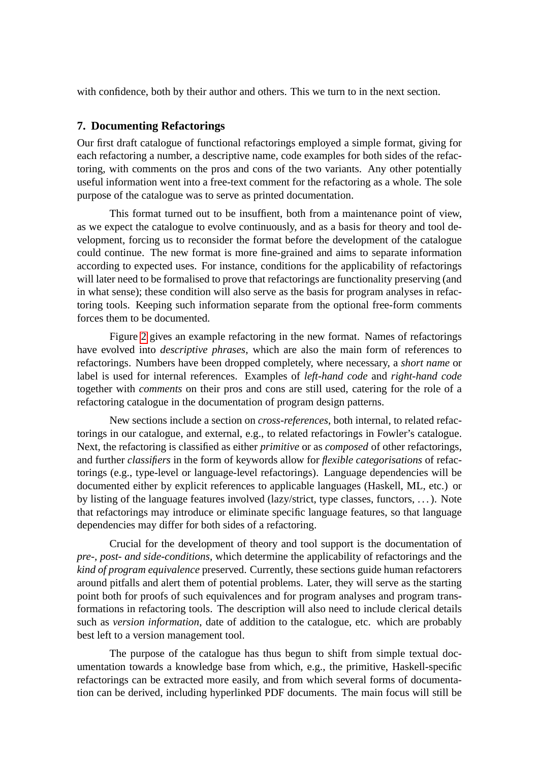with confidence, both by their author and others. This we turn to in the next section.

## 7. Documenting Refactorings

Our first draft catalogue of functional refactorings employed a simple format, giving for each refactoring a number, a descriptive name, code examples for both sides of the refactoring, with comments on the pros and cons of the two variants. Any other potentially useful information went into a free-text comment for the refactoring as a whole. The sole purpose of the catalogue was to serve as printed documentation.

This format turned out to be insuffient, both from a maintenance point of view, as we expect the catalogue to evolve continuously, and as a basis for theory and tool development, forcing us to reconsider the format before the development of the catalogue could continue. The new format is more fine-grained and aims to separate information according to expected uses. For instance, conditions for the applicability of refactorings will later need to be formalised to prove that refactorings are functionality preserving (and in what sense); these condition will also serve as the basis for program analyses in refactoring tools. Keeping such information separate from the optional free-form comments forces them to be documented.

Figure 2 gives an example refactoring in the new format. Names of refactorings have evolved into *descriptive phrases*, which are also the main form of references to refactorings. Numbers have been dropped completely, where necessary, a *short name* or label is used for internal references. Examples of *left-hand code* and *right-hand code* together with *comments* on their pros and cons are still used, catering for the role of a refactoring catalogue in the documentation of program design patterns.

New sections include a section on *cross-references*, both internal, to related refactorings in our catalogue, and external, e.g., to related refactorings in Fowler's catalogue. Next, the refactoring is classified as either *primitive* or as *composed* of other refactorings, and further *classifiers* in the form of keywords allow for *flexible categorisations* of refactorings (e.g., type-level or language-level refactorings). Language dependencies will be documented either by explicit references to applicable languages (Haskell, ML, etc.) or by listing of the language features involved (lazy/strict, type classes, functors, ...). Note that refactorings may introduce or eliminate specific language features, so that language dependencies may differ for both sides of a refactoring.

Crucial for the development of theory and tool support is the documentation of *pre-, post- and side-conditions*, which determine the applicability of refactorings and the *kind of program equivalence* preserved. Currently, these sections guide human refactorers around pitfalls and alert them of potential problems. Later, they will serve as the starting point both for proofs of such equivalences and for program analyses and program transformations in refactoring tools. The description will also need to include clerical details such as *version information*, date of addition to the catalogue, etc. which are probably best left to a version management tool.

The purpose of the catalogue has thus begun to shift from simple textual documentation towards a knowledge base from which, e.g., the primitive, Haskell-specific refactorings can be extracted more easily, and from which several forms of documentation can be derived, including hyperlinked PDF documents. The main focus will still be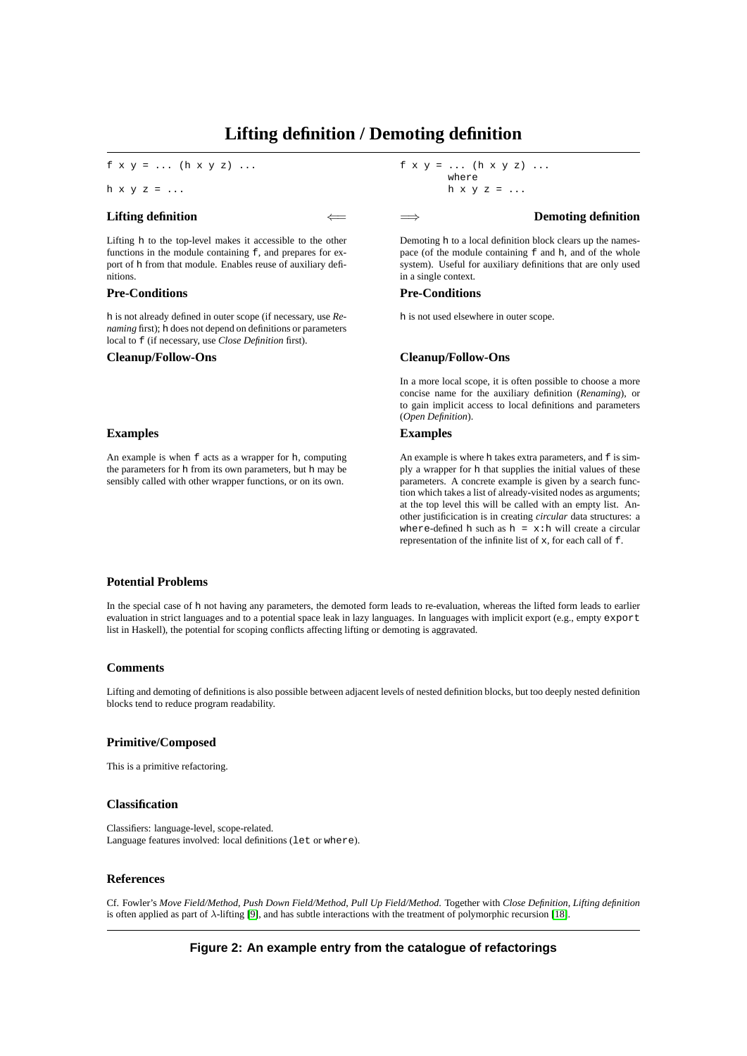# Lifting definition / Demoting definition

```
f x y = ... (h x y z) ...

h x y z = ...
```

```
f x y = ... (h x y z) ...
      where
      h x y z = ...
```

### Lifting definition ⟸

Lifting h to the top-level makes it accessible to the other functions in the module containing f, and prepares for export of h from that module. Enables reuse of auxiliary definitions.

### Pre-Conditions

h is not already defined in outer scope (if necessary, use *Renaming* first); h does not depend on definitions or parameters local to f (if necessary, use *Close Definition* first).

### Cleanup/Follow-Ons

### Examples

An example is when f acts as a wrapper for h, computing the parameters for h from its own parameters, but h may be sensibly called with other wrapper functions, or on its own.

### ⟹ Demoting definition

Demoting h to a local definition block clears up the namespace (of the module containing f and h, and of the whole system). Useful for auxiliary definitions that are only used in a single context.

### Pre-Conditions

h is not used elsewhere in outer scope.

### Cleanup/Follow-Ons

In a more local scope, it is often possible to choose a more concise name for the auxiliary definition (*Renaming*), or to gain implicit access to local definitions and parameters (*Open Definition*).

### Examples

An example is where h takes extra parameters, and f is simply a wrapper for h that supplies the initial values of these parameters. A concrete example is given by a search function which takes a list of already-visited nodes as arguments; at the top level this will be called with an empty list. Another justificication is in creating *circular* data structures: a where-defined h such as h = x:h will create a circular representation of the infinite list of x, for each call of f.

### Potential Problems

In the special case of h not having any parameters, the demoted form leads to re-evaluation, whereas the lifted form leads to earlier evaluation in strict languages and to a potential space leak in lazy languages. In languages with implicit export (e.g., empty export list in Haskell), the potential for scoping conflicts affecting lifting or demoting is aggravated.

### Comments

Lifting and demoting of definitions is also possible between adjacent levels of nested definition blocks, but too deeply nested definition blocks tend to reduce program readability.

### Primitive/Composed

This is a primitive refactoring.

### Classification

Classifiers: language-level, scope-related.
Language features involved: local definitions (let or where).

### References

Cf. Fowler's *Move Field/Method*, *Push Down Field/Method*, *Pull Up Field/Method*. Together with *Close Definition*, *Lifting definition* is often applied as part of $\lambda$-lifting [9], and has subtle interactions with the treatment of polymorphic recursion [18].

**Figure 2: An example entry from the catalogue of refactorings**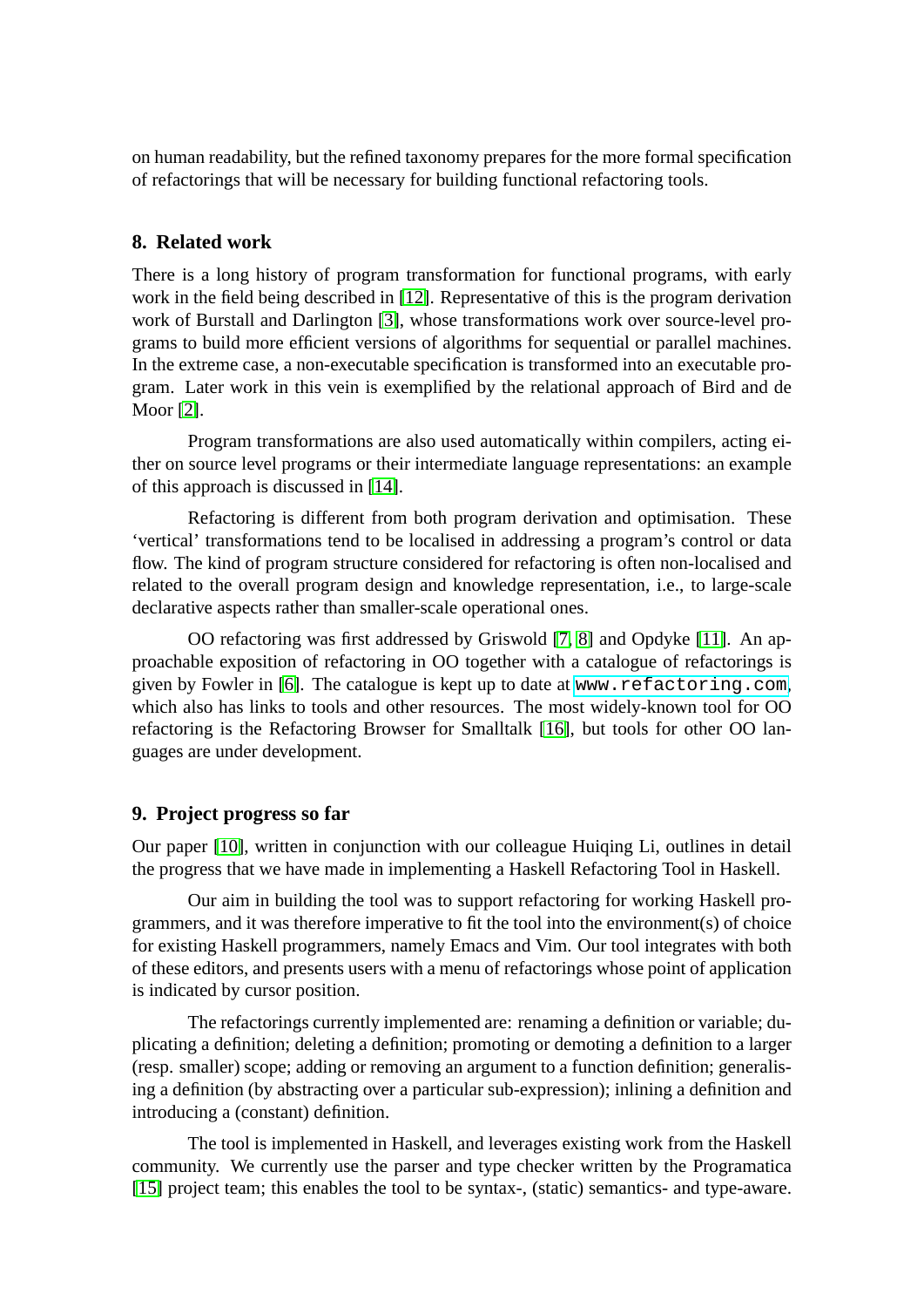on human readability, but the refined taxonomy prepares for the more formal specification of refactorings that will be necessary for building functional refactoring tools.

## 8. Related work

There is a long history of program transformation for functional programs, with early work in the field being described in [12]. Representative of this is the program derivation work of Burstall and Darlington [3], whose transformations work over source-level programs to build more efficient versions of algorithms for sequential or parallel machines. In the extreme case, a non-executable specification is transformed into an executable program. Later work in this vein is exemplified by the relational approach of Bird and de Moor [2].

Program transformations are also used automatically within compilers, acting either on source level programs or their intermediate language representations: an example of this approach is discussed in [14].

Refactoring is different from both program derivation and optimisation. These 'vertical' transformations tend to be localised in addressing a program's control or data flow. The kind of program structure considered for refactoring is often non-localised and related to the overall program design and knowledge representation, i.e., to large-scale declarative aspects rather than smaller-scale operational ones.

OO refactoring was first addressed by Griswold [7, 8] and Opdyke [11]. An approachable exposition of refactoring in OO together with a catalogue of refactorings is given by Fowler in [6]. The catalogue is kept up to date at `www.refactoring.com`, which also has links to tools and other resources. The most widely-known tool for OO refactoring is the Refactoring Browser for Smalltalk [16], but tools for other OO languages are under development.

## 9. Project progress so far

Our paper [10], written in conjunction with our colleague Huiqing Li, outlines in detail the progress that we have made in implementing a Haskell Refactoring Tool in Haskell.

Our aim in building the tool was to support refactoring for working Haskell programmers, and it was therefore imperative to fit the tool into the environment(s) of choice for existing Haskell programmers, namely Emacs and Vim. Our tool integrates with both of these editors, and presents users with a menu of refactorings whose point of application is indicated by cursor position.

The refactorings currently implemented are: renaming a definition or variable; duplicating a definition; deleting a definition; promoting or demoting a definition to a larger (resp. smaller) scope; adding or removing an argument to a function definition; generalising a definition (by abstracting over a particular sub-expression); inlining a definition and introducing a (constant) definition.

The tool is implemented in Haskell, and leverages existing work from the Haskell community. We currently use the parser and type checker written by the Programatica [15] project team; this enables the tool to be syntax-, (static) semantics- and type-aware.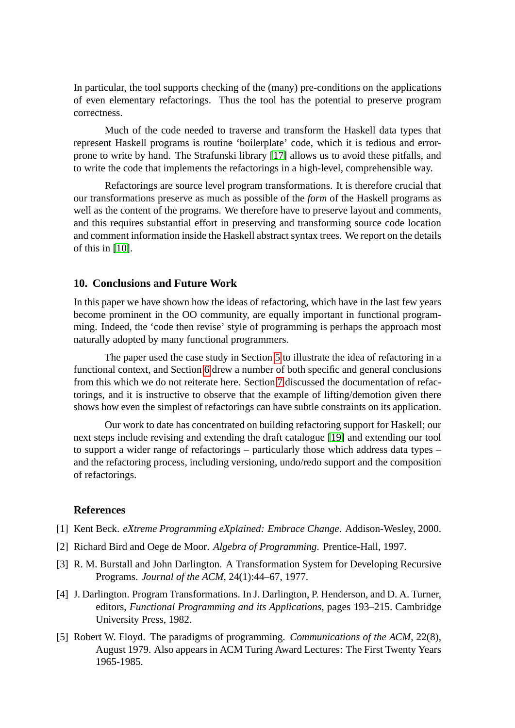In particular, the tool supports checking of the (many) pre-conditions on the applications of even elementary refactorings. Thus the tool has the potential to preserve program correctness.

Much of the code needed to traverse and transform the Haskell data types that represent Haskell programs is routine 'boilerplate' code, which it is tedious and error-prone to write by hand. The Strafunski library [17] allows us to avoid these pitfalls, and to write the code that implements the refactorings in a high-level, comprehensible way.

Refactorings are source level program transformations. It is therefore crucial that our transformations preserve as much as possible of the *form* of the Haskell programs as well as the content of the programs. We therefore have to preserve layout and comments, and this requires substantial effort in preserving and transforming source code location and comment information inside the Haskell abstract syntax trees. We report on the details of this in [10].

## 10. Conclusions and Future Work

In this paper we have shown how the ideas of refactoring, which have in the last few years become prominent in the OO community, are equally important in functional programming. Indeed, the 'code then revise' style of programming is perhaps the approach most naturally adopted by many functional programmers.

The paper used the case study in Section 5 to illustrate the idea of refactoring in a functional context, and Section 6 drew a number of both specific and general conclusions from this which we do not reiterate here. Section 7 discussed the documentation of refactorings, and it is instructive to observe that the example of lifting/demotion given there shows how even the simplest of refactorings can have subtle constraints on its application.

Our work to date has concentrated on building refactoring support for Haskell; our next steps include revising and extending the draft catalogue [19] and extending our tool to support a wider range of refactorings – particularly those which address data types – and the refactoring process, including versioning, undo/redo support and the composition of refactorings.

## References

[1] Kent Beck. *eXtreme Programming eXplained: Embrace Change*. Addison-Wesley, 2000.

[2] Richard Bird and Oege de Moor. *Algebra of Programming*. Prentice-Hall, 1997.

[3] R. M. Burstall and John Darlington. A Transformation System for Developing Recursive Programs. *Journal of the ACM*, 24(1):44–67, 1977.

[4] J. Darlington. Program Transformations. In J. Darlington, P. Henderson, and D. A. Turner, editors, *Functional Programming and its Applications*, pages 193–215. Cambridge University Press, 1982.

[5] Robert W. Floyd. The paradigms of programming. *Communications of the ACM*, 22(8), August 1979. Also appears in ACM Turing Award Lectures: The First Twenty Years 1965-1985.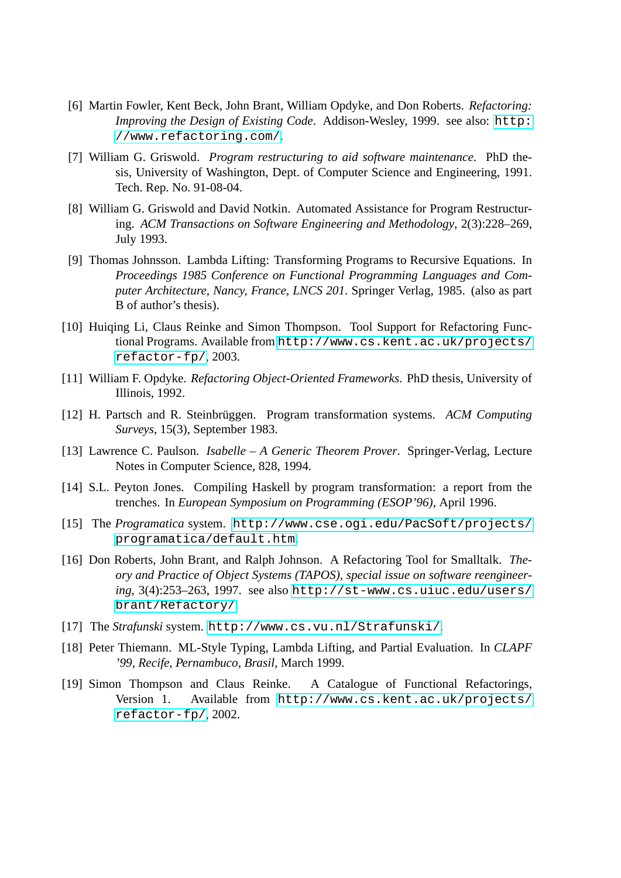[6] Martin Fowler, Kent Beck, John Brant, William Opdyke, and Don Roberts. *Refactoring: Improving the Design of Existing Code*. Addison-Wesley, 1999. see also: http://www.refactoring.com/.

[7] William G. Griswold. *Program restructuring to aid software maintenance*. PhD thesis, University of Washington, Dept. of Computer Science and Engineering, 1991. Tech. Rep. No. 91-08-04.

[8] William G. Griswold and David Notkin. Automated Assistance for Program Restructuring. *ACM Transactions on Software Engineering and Methodology*, 2(3):228–269, July 1993.

[9] Thomas Johnsson. Lambda Lifting: Transforming Programs to Recursive Equations. In *Proceedings 1985 Conference on Functional Programming Languages and Computer Architecture, Nancy, France, LNCS 201*. Springer Verlag, 1985. (also as part B of author's thesis).

[10] Huiqing Li, Claus Reinke and Simon Thompson. Tool Support for Refactoring Functional Programs. Available from http://www.cs.kent.ac.uk/projects/refactor-fp/, 2003.

[11] William F. Opdyke. *Refactoring Object-Oriented Frameworks*. PhD thesis, University of Illinois, 1992.

[12] H. Partsch and R. Steinbrüggen. Program transformation systems. *ACM Computing Surveys*, 15(3), September 1983.

[13] Lawrence C. Paulson. *Isabelle – A Generic Theorem Prover*. Springer-Verlag, Lecture Notes in Computer Science, 828, 1994.

[14] S.L. Peyton Jones. Compiling Haskell by program transformation: a report from the trenches. In *European Symposium on Programming (ESOP'96)*, April 1996.

[15] The *Programatica* system. http://www.cse.ogi.edu/PacSoft/projects/programatica/default.htm.

[16] Don Roberts, John Brant, and Ralph Johnson. A Refactoring Tool for Smalltalk. *Theory and Practice of Object Systems (TAPOS), special issue on software reengineering*, 3(4):253–263, 1997. see also http://st-www.cs.uiuc.edu/users/brant/Refactory/.

[17] The *Strafunski* system. http://www.cs.vu.nl/Strafunski/.

[18] Peter Thiemann. ML-Style Typing, Lambda Lifting, and Partial Evaluation. In *CLAPF '99, Recife, Pernambuco, Brasil*, March 1999.

[19] Simon Thompson and Claus Reinke. A Catalogue of Functional Refactorings, Version 1. Available from http://www.cs.kent.ac.uk/projects/refactor-fp/, 2002.